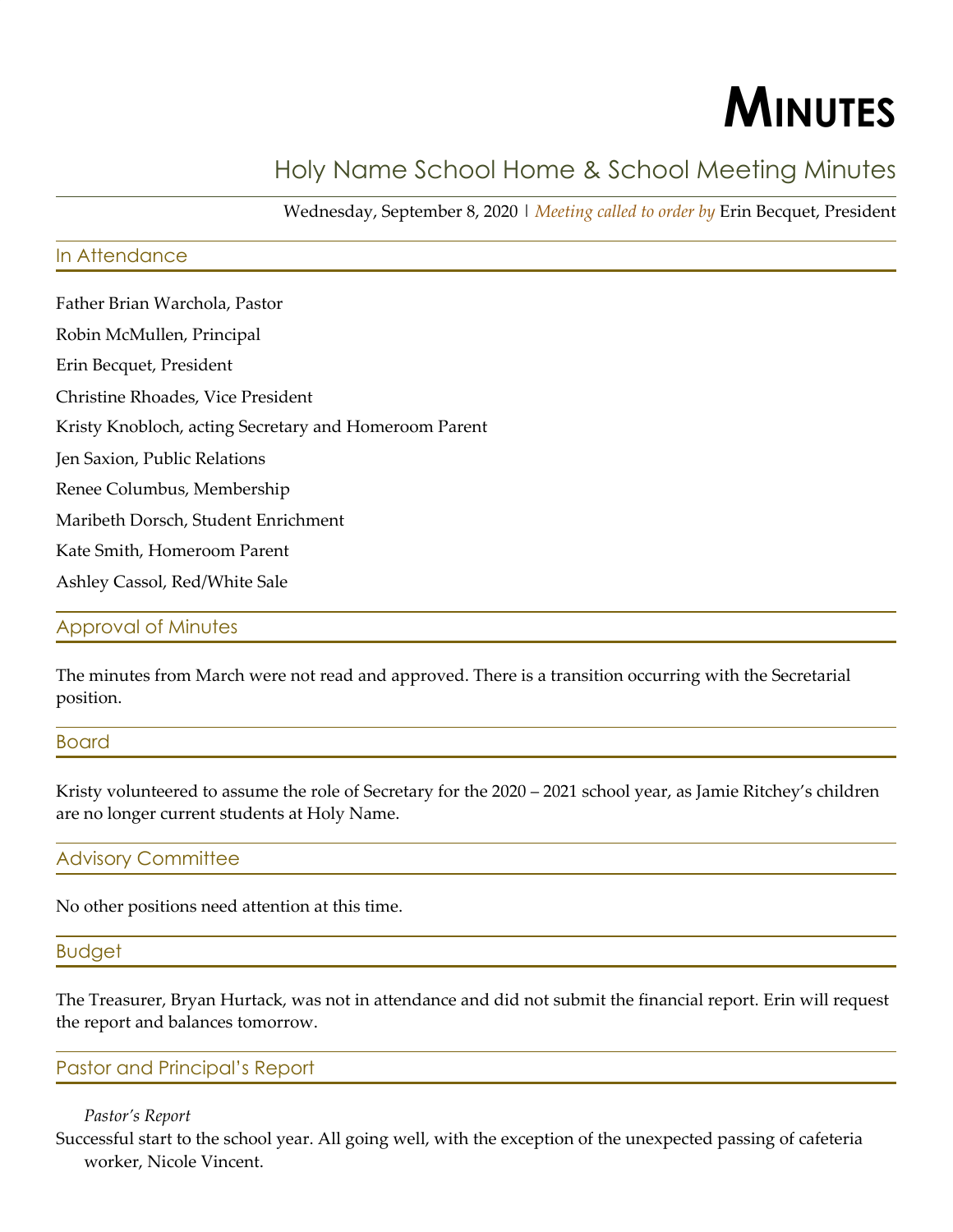# Minutes

## Holy Name School Home & School Meeting Minutes

Wednesday, September 8, 2020 | *Meeting called to order by* Erin Becquet, President

### In Attendance

Father Brian Warchola, Pastor

Robin McMullen, Principal

Erin Becquet, President

Christine Rhoades, Vice President

Kristy Knobloch, acting Secretary and Homeroom Parent

Jen Saxion, Public Relations

Renee Columbus, Membership

Maribeth Dorsch, Student Enrichment

Kate Smith, Homeroom Parent

Ashley Cassol, Red/White Sale

### Approval of Minutes

The minutes from March were not read and approved. There is a transition occurring with the Secretarial position.

### Board

Kristy volunteered to assume the role of Secretary for the 2020 – 2021 school year, as Jamie Ritchey's children are no longer current students at Holy Name.

### Advisory Committee

No other positions need attention at this time.

### Budget

The Treasurer, Bryan Hurtack, was not in attendance and did not submit the financial report. Erin will request the report and balances tomorrow.

### Pastor and Principal's Report

*Pastor's Report*

Successful start to the school year. All going well, with the exception of the unexpected passing of cafeteria worker, Nicole Vincent.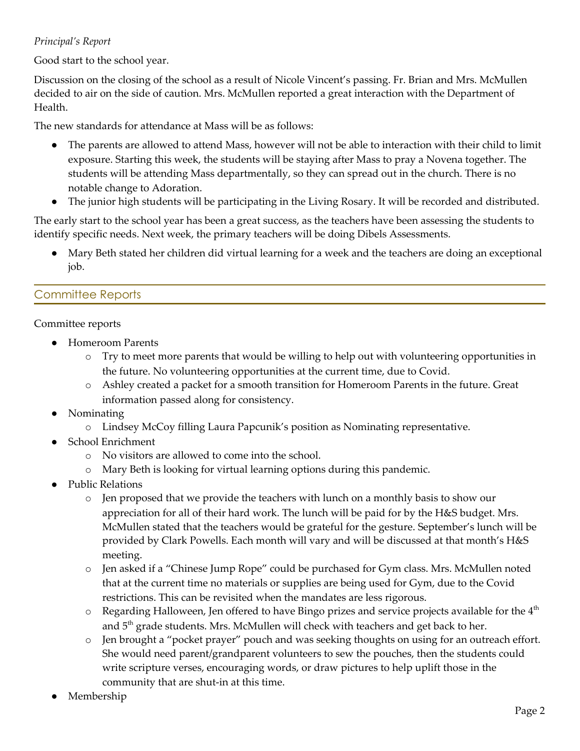*Principal's Report*

Good start to the school year.

Discussion on the closing of the school as a result of Nicole Vincent's passing. Fr. Brian and Mrs. McMullen decided to air on the side of caution. Mrs. McMullen reported a great interaction with the Department of Health.

The new standards for attendance at Mass will be as follows:

- The parents are allowed to attend Mass, however will not be able to interaction with their child to limit exposure. Starting this week, the students will be staying after Mass to pray a Novena together. The students will be attending Mass departmentally, so they can spread out in the church. There is no notable change to Adoration.
- The junior high students will be participating in the Living Rosary. It will be recorded and distributed.

The early start to the school year has been a great success, as the teachers have been assessing the students to identify specific needs. Next week, the primary teachers will be doing Dibels Assessments.

- Mary Beth stated her children did virtual learning for a week and the teachers are doing an exceptional job.

## Committee Reports

Committee reports

- Homeroom Parents
  - Try to meet more parents that would be willing to help out with volunteering opportunities in the future. No volunteering opportunities at the current time, due to Covid.
  - Ashley created a packet for a smooth transition for Homeroom Parents in the future. Great information passed along for consistency.
- Nominating
  - Lindsey McCoy filling Laura Papcunik's position as Nominating representative.
- School Enrichment
  - No visitors are allowed to come into the school.
  - Mary Beth is looking for virtual learning options during this pandemic.
- Public Relations
  - Jen proposed that we provide the teachers with lunch on a monthly basis to show our appreciation for all of their hard work. The lunch will be paid for by the H&S budget. Mrs. McMullen stated that the teachers would be grateful for the gesture. September's lunch will be provided by Clark Powells. Each month will vary and will be discussed at that month's H&S meeting.
  - Jen asked if a "Chinese Jump Rope" could be purchased for Gym class. Mrs. McMullen noted that at the current time no materials or supplies are being used for Gym, due to the Covid restrictions. This can be revisited when the mandates are less rigorous.
  - Regarding Halloween, Jen offered to have Bingo prizes and service projects available for the 4th and 5th grade students. Mrs. McMullen will check with teachers and get back to her.
  - Jen brought a "pocket prayer" pouch and was seeking thoughts on using for an outreach effort. She would need parent/grandparent volunteers to sew the pouches, then the students could write scripture verses, encouraging words, or draw pictures to help uplift those in the community that are shut-in at this time.
- Membership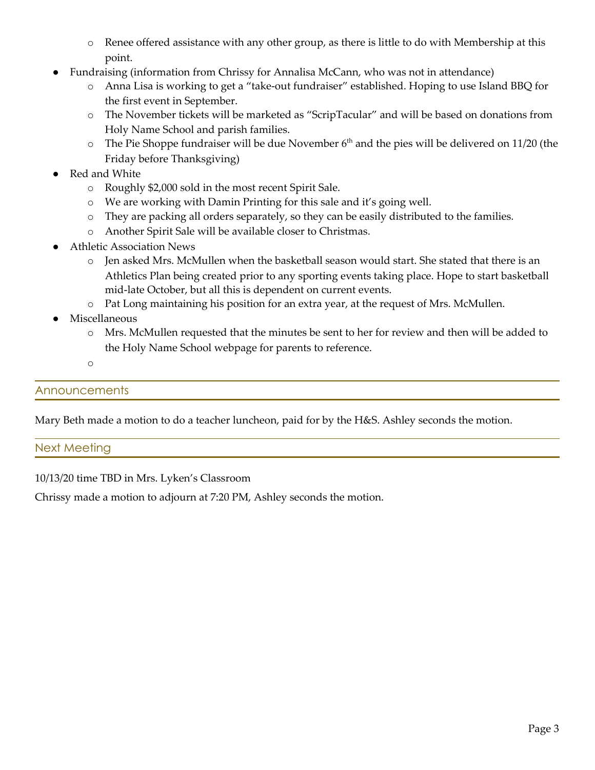- Renee offered assistance with any other group, as there is little to do with Membership at this point.
- Fundraising (information from Chrissy for Annalisa McCann, who was not in attendance)
  - Anna Lisa is working to get a "take-out fundraiser" established. Hoping to use Island BBQ for the first event in September.
  - The November tickets will be marketed as "ScripTacular" and will be based on donations from Holy Name School and parish families.
  - The Pie Shoppe fundraiser will be due November 6th and the pies will be delivered on 11/20 (the Friday before Thanksgiving)
- Red and White
  - Roughly $2,000 sold in the most recent Spirit Sale.
  - We are working with Damin Printing for this sale and it's going well.
  - They are packing all orders separately, so they can be easily distributed to the families.
  - Another Spirit Sale will be available closer to Christmas.
- Athletic Association News
  - Jen asked Mrs. McMullen when the basketball season would start. She stated that there is an Athletics Plan being created prior to any sporting events taking place. Hope to start basketball mid-late October, but all this is dependent on current events.
  - Pat Long maintaining his position for an extra year, at the request of Mrs. McMullen.
- Miscellaneous
  - Mrs. McMullen requested that the minutes be sent to her for review and then will be added to the Holy Name School webpage for parents to reference.
  -

## Announcements

Mary Beth made a motion to do a teacher luncheon, paid for by the H&S. Ashley seconds the motion.

## Next Meeting

10/13/20 time TBD in Mrs. Lyken's Classroom

Chrissy made a motion to adjourn at 7:20 PM, Ashley seconds the motion.